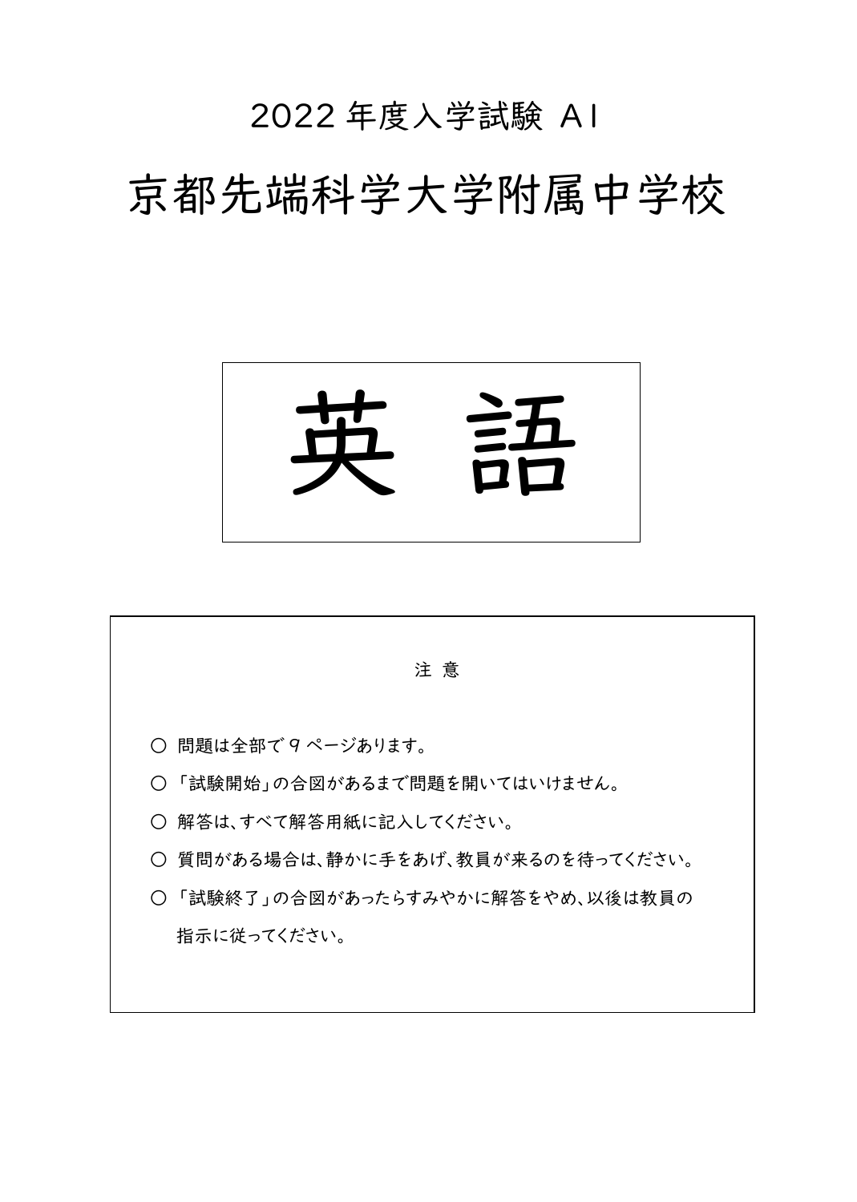2022 年度入学試験 A I

# 京都先端科学大学附属中学校

# 英 語

注 意

○ 問題は全部で 9 ページあります。

○ 「試験開始」の合図があるまで問題を開いてはいけません。

○ 解答は、すべて解答用紙に記入してください。

○ 質問がある場合は、静かに手をあげ、教員が来るのを待ってください。

○ 「試験終了」の合図があったらすみやかに解答をやめ、以後は教員の指示に従ってください。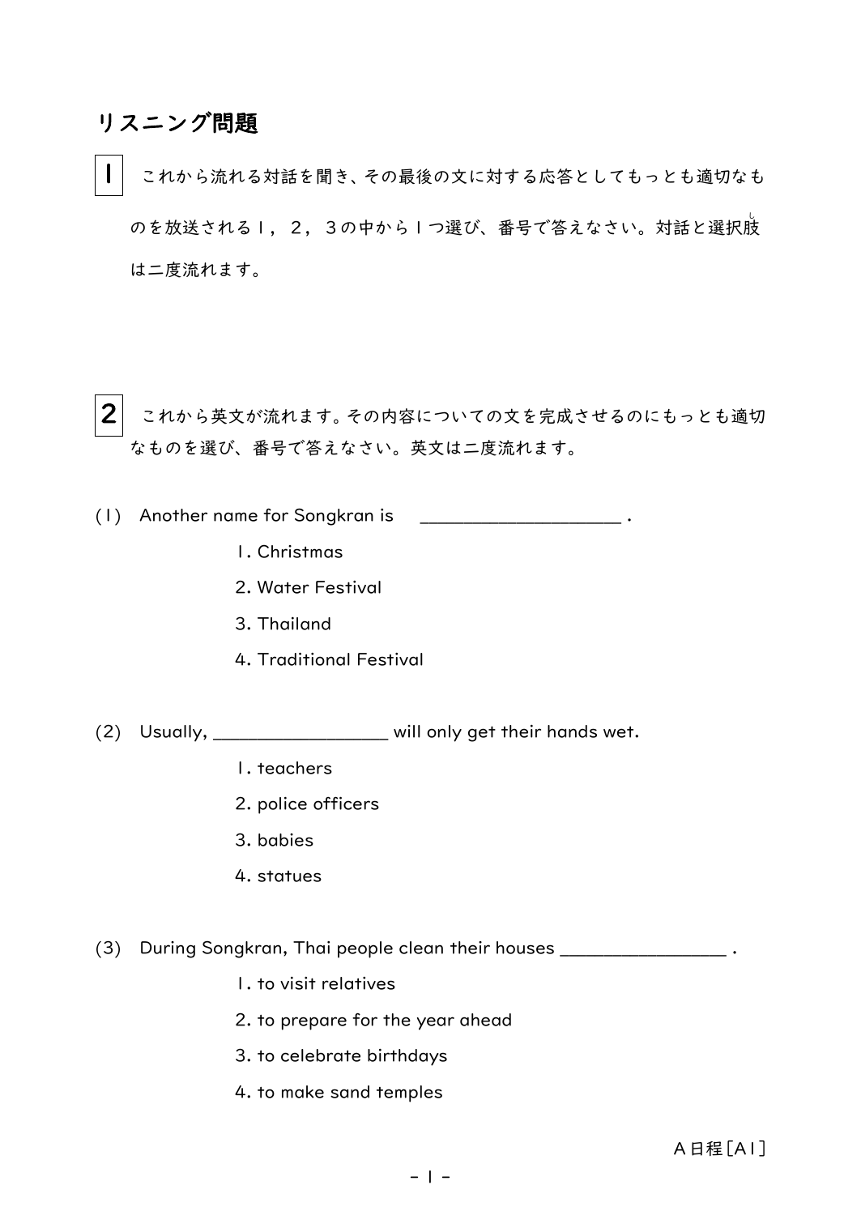## リスニング問題

**1** これから流れる対話を聞き、その最後の文に対する応答としてもっとも適切なものを放送される１，２，３の中から１つ選び、番号で答えなさい。対話と選択肢は二度流れます。

**2** これから英文が流れます。その内容についての文を完成させるのにもっとも適切なものを選び、番号で答えなさい。英文は二度流れます。

(1) Another name for Songkran is ____________________ .

1. Christmas
2. Water Festival
3. Thailand
4. Traditional Festival

(2) Usually, __________________ will only get their hands wet.

1. teachers
2. police officers
3. babies
4. statues

(3) During Songkran, Thai people clean their houses _________________ .

1. to visit relatives
2. to prepare for the year ahead
3. to celebrate birthdays
4. to make sand temples

Ａ日程［Ａ1］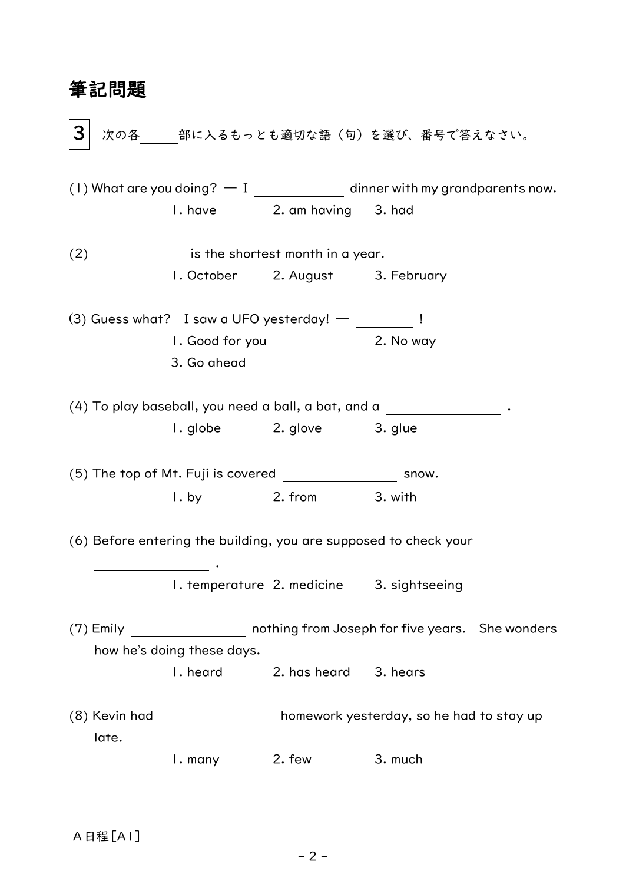# 筆記問題

**3** 次の各\_\_\_\_\_部に入るもっとも適切な語（句）を選び、番号で答えなさい。

(1) What are you doing? — I \_\_\_\_\_\_\_\_\_\_\_\_ dinner with my grandparents now.

1. have　　2. am having　　3. had

(2) \_\_\_\_\_\_\_\_\_\_\_\_ is the shortest month in a year.

1. October　　2. August　　3. February

(3) Guess what?　I saw a UFO yesterday! — \_\_\_\_\_\_\_\_ !

1. Good for you　　2. No way
3. Go ahead

(4) To play baseball, you need a ball, a bat, and a \_\_\_\_\_\_\_\_\_\_\_\_\_\_ .

1. globe　　2. glove　　3. glue

(5) The top of Mt. Fuji is covered \_\_\_\_\_\_\_\_\_\_\_\_\_\_ snow.

1. by　　2. from　　3. with

(6) Before entering the building, you are supposed to check your \_\_\_\_\_\_\_\_\_\_\_\_\_\_ .

1. temperature　　2. medicine　　3. sightseeing

(7) Emily \_\_\_\_\_\_\_\_\_\_\_\_\_\_ nothing from Joseph for five years.　She wonders how he's doing these days.

1. heard　　2. has heard　　3. hears

(8) Kevin had \_\_\_\_\_\_\_\_\_\_\_\_\_\_ homework yesterday, so he had to stay up late.

1. many　　2. few　　3. much

Ａ日程[Ａ1]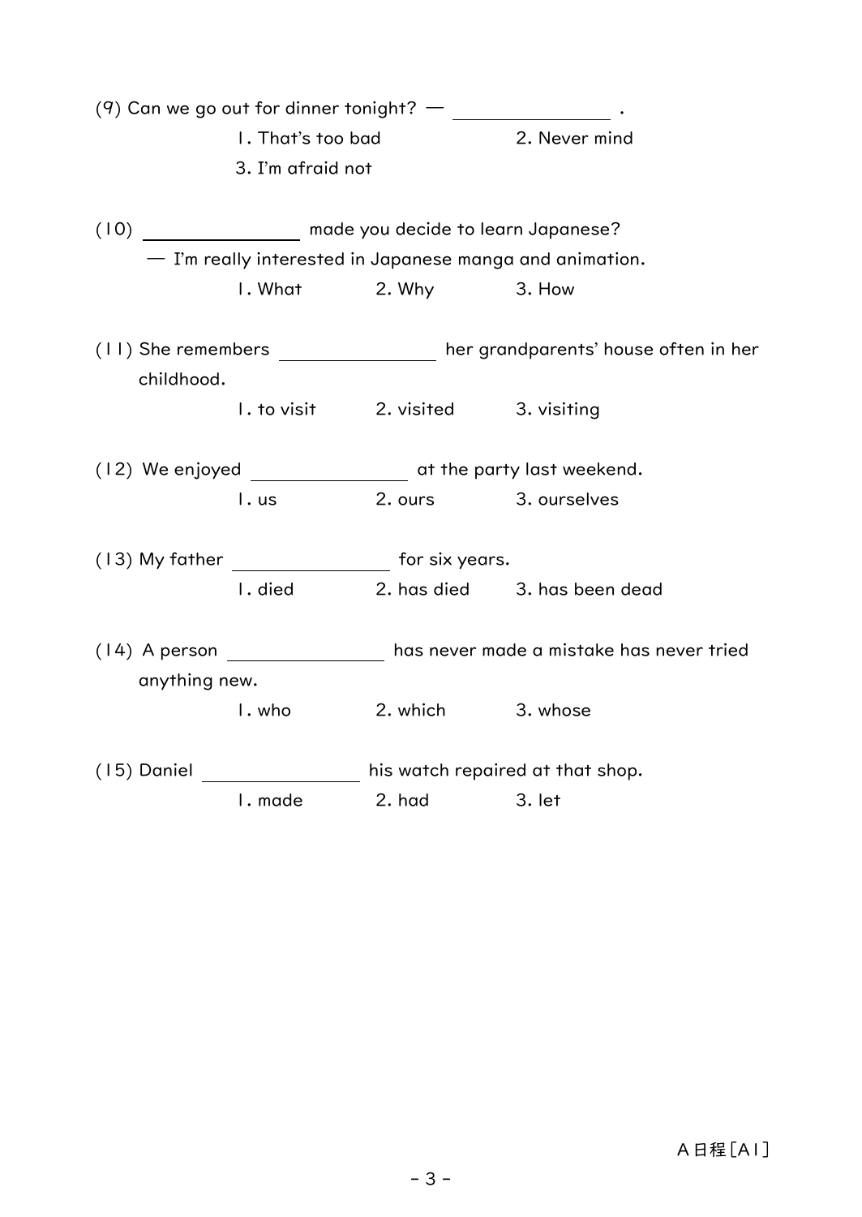(9) Can we go out for dinner tonight? — ＿＿＿＿＿＿＿＿ .

1. That's too bad　　2. Never mind
3. I'm afraid not

(10) ＿＿＿＿＿＿＿＿ made you decide to learn Japanese?
— I'm really interested in Japanese manga and animation.

1. What　　2. Why　　3. How

(11) She remembers ＿＿＿＿＿＿＿＿ her grandparents' house often in her childhood.

1. to visit　　2. visited　　3. visiting

(12) We enjoyed ＿＿＿＿＿＿＿＿ at the party last weekend.

1. us　　2. ours　　3. ourselves

(13) My father ＿＿＿＿＿＿＿＿ for six years.

1. died　　2. has died　　3. has been dead

(14) A person ＿＿＿＿＿＿＿＿ has never made a mistake has never tried anything new.

1. who　　2. which　　3. whose

(15) Daniel ＿＿＿＿＿＿＿＿ his watch repaired at that shop.

1. made　　2. had　　3. let

A日程[A1]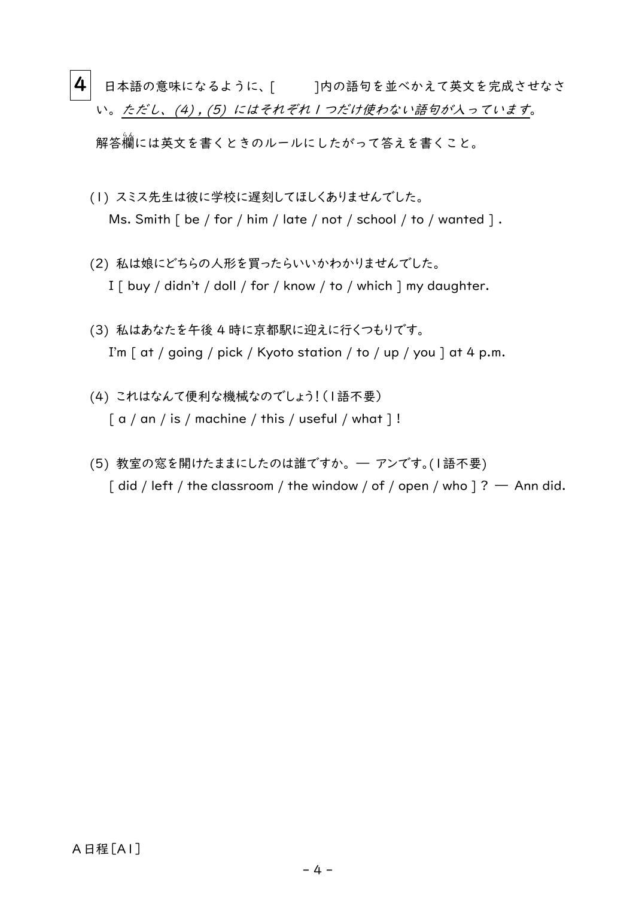**4** 日本語の意味になるように、[　　　]内の語句を並べかえて英文を完成させなさい。*ただし、(4) , (5) にはそれぞれ１つだけ使わない語句が入っています。*

解答欄には英文を書くときのルールにしたがって答えを書くこと。

(1) スミス先生は彼に学校に遅刻してほしくありませんでした。
　Ms. Smith [ be / for / him / late / not / school / to / wanted ] .

(2) 私は娘にどちらの人形を買ったらいいかわかりませんでした。
　I [ buy / didn't / doll / for / know / to / which ] my daughter.

(3) 私はあなたを午後４時に京都駅に迎えに行くつもりです。
　I'm [ at / going / pick / Kyoto station / to / up / you ] at 4 p.m.

(4) これはなんて便利な機械なのでしょう!（１語不要）
　[ a / an / is / machine / this / useful / what ] !

(5) 教室の窓を開けたままにしたのは誰ですか。— アンです。(１語不要)
　[ did / left / the classroom / the window / of / open / who ] ? — Ann did.

Ａ日程［Ａ１］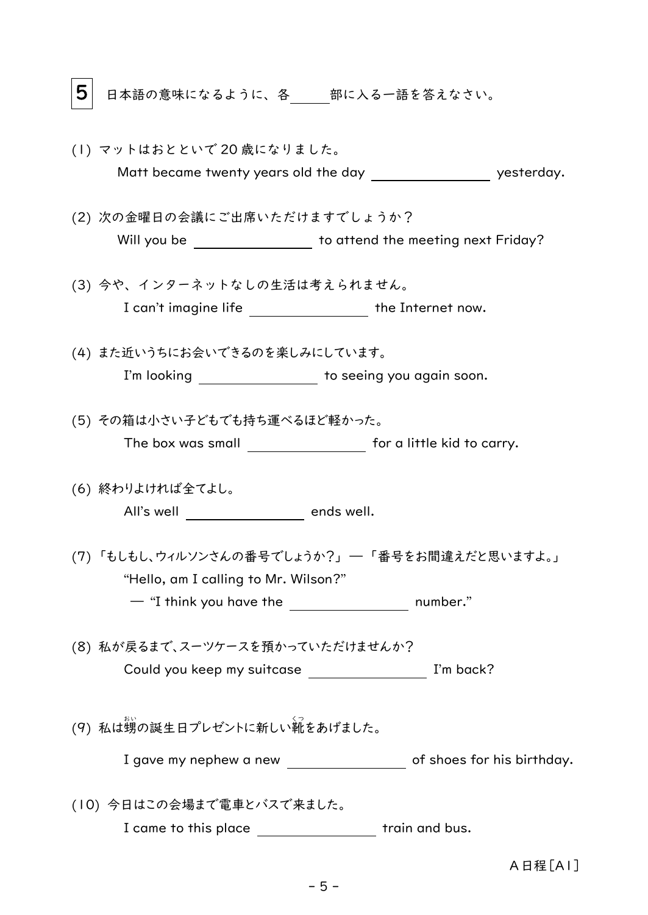**5** 日本語の意味になるように、各\_\_\_\_\_部に入る一語を答えなさい。

(1) マットはおとといで 20 歳になりました。

Matt became twenty years old the day \_\_\_\_\_\_\_\_\_\_\_\_ yesterday.

(2) 次の金曜日の会議にご出席いただけますでしょうか？

Will you be \_\_\_\_\_\_\_\_\_\_\_\_ to attend the meeting next Friday?

(3) 今や、インターネットなしの生活は考えられません。

I can't imagine life \_\_\_\_\_\_\_\_\_\_\_\_ the Internet now.

(4) また近いうちにお会いできるのを楽しみにしています。

I'm looking \_\_\_\_\_\_\_\_\_\_\_\_ to seeing you again soon.

(5) その箱は小さい子どもでも持ち運べるほど軽かった。

The box was small \_\_\_\_\_\_\_\_\_\_\_\_ for a little kid to carry.

(6) 終わりよければ全てよし。

All's well \_\_\_\_\_\_\_\_\_\_\_\_ ends well.

(7) 「もしもし、ウィルソンさんの番号でしょうか？」―「番号をお間違えだと思いますよ。」

"Hello, am I calling to Mr. Wilson?"

― "I think you have the \_\_\_\_\_\_\_\_\_\_\_\_ number."

(8) 私が戻るまで、スーツケースを預かっていただけませんか？

Could you keep my suitcase \_\_\_\_\_\_\_\_\_\_\_\_ I'm back?

(9) 私は甥（おい）の誕生日プレゼントに新しい靴（くつ）をあげました。

I gave my nephew a new \_\_\_\_\_\_\_\_\_\_\_\_ of shoes for his birthday.

(10) 今日はこの会場まで電車とバスで来ました。

I came to this place \_\_\_\_\_\_\_\_\_\_\_\_ train and bus.

A日程[A1]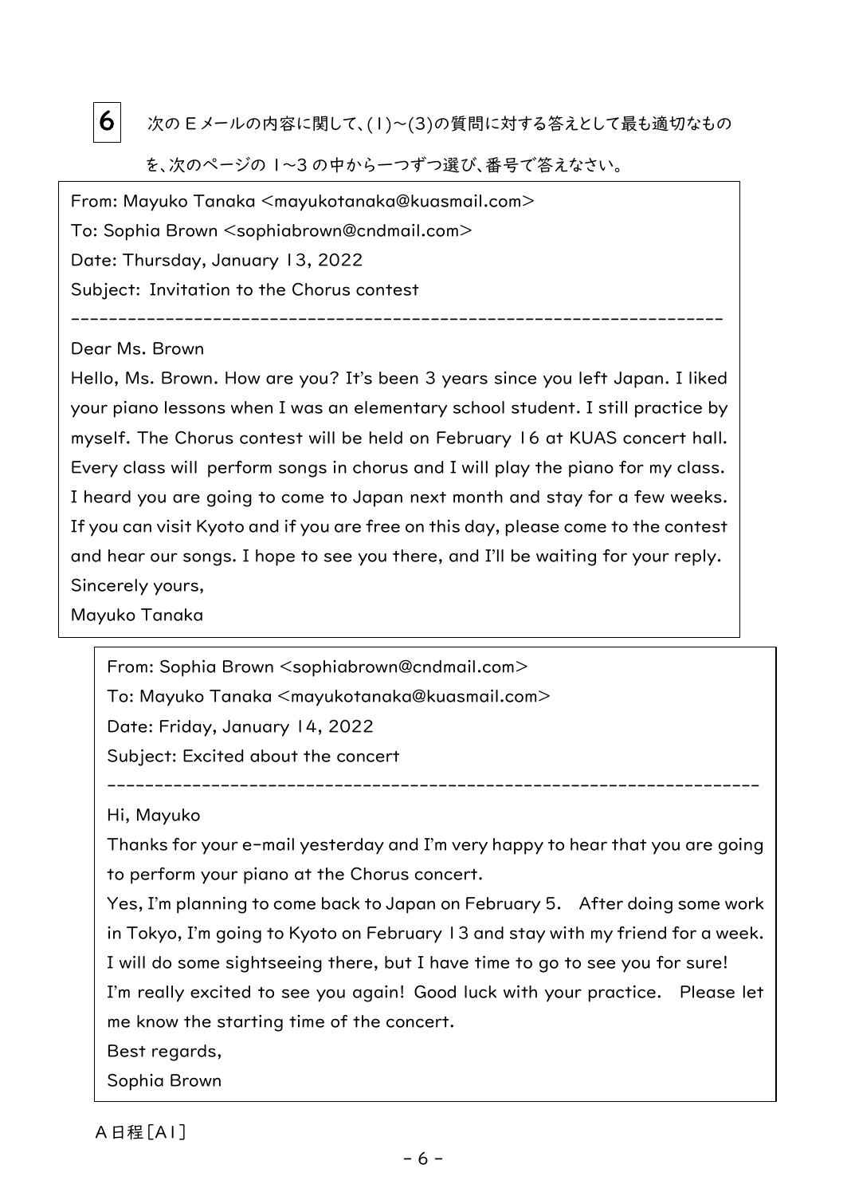**6** 次のＥメールの内容に関して、(1)～(3)の質問に対する答えとして最も適切なものを、次のページの 1～3 の中から一つずつ選び、番号で答えなさい。

From: Mayuko Tanaka <mayukotanaka@kuasmail.com>
To: Sophia Brown <sophiabrown@cndmail.com>
Date: Thursday, January 13, 2022
Subject: Invitation to the Chorus contest

---

Dear Ms. Brown
Hello, Ms. Brown. How are you? It's been 3 years since you left Japan. I liked your piano lessons when I was an elementary school student. I still practice by myself. The Chorus contest will be held on February 16 at KUAS concert hall. Every class will perform songs in chorus and I will play the piano for my class. I heard you are going to come to Japan next month and stay for a few weeks. If you can visit Kyoto and if you are free on this day, please come to the contest and hear our songs. I hope to see you there, and I'll be waiting for your reply.
Sincerely yours,
Mayuko Tanaka

From: Sophia Brown <sophiabrown@cndmail.com>
To: Mayuko Tanaka <mayukotanaka@kuasmail.com>
Date: Friday, January 14, 2022
Subject: Excited about the concert

---

Hi, Mayuko
Thanks for your e-mail yesterday and I'm very happy to hear that you are going to perform your piano at the Chorus concert.
Yes, I'm planning to come back to Japan on February 5. After doing some work in Tokyo, I'm going to Kyoto on February 13 and stay with my friend for a week. I will do some sightseeing there, but I have time to go to see you for sure!
I'm really excited to see you again! Good luck with your practice. Please let me know the starting time of the concert.
Best regards,
Sophia Brown

Ａ日程［A1］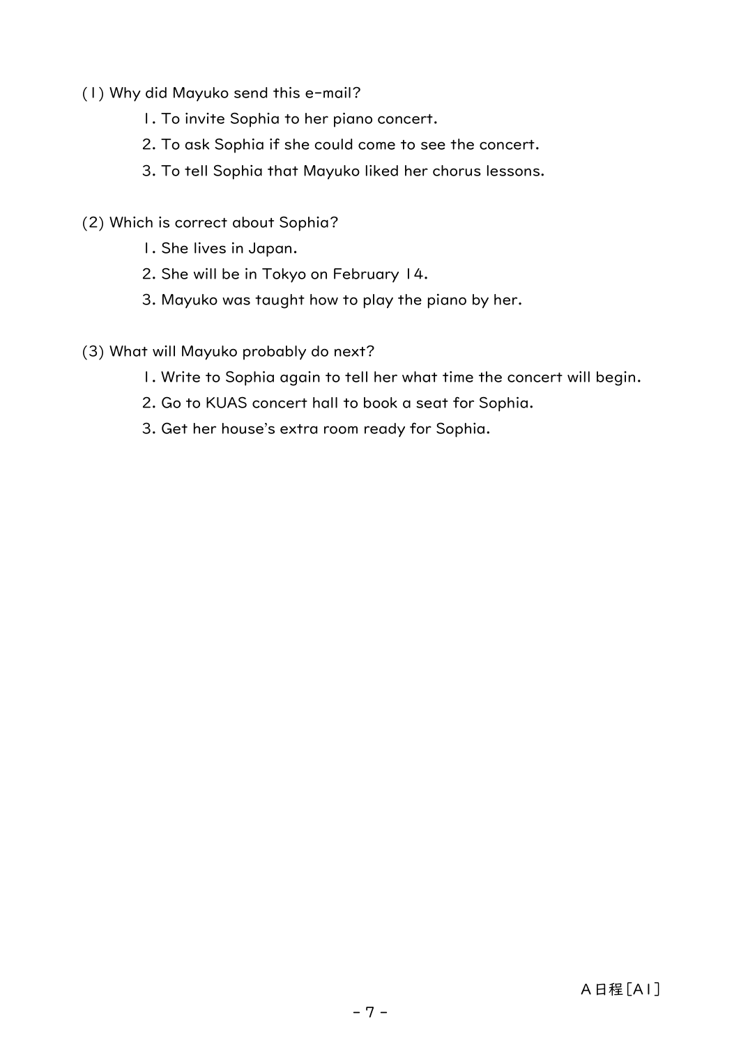(1) Why did Mayuko send this e-mail?

1. To invite Sophia to her piano concert.
2. To ask Sophia if she could come to see the concert.
3. To tell Sophia that Mayuko liked her chorus lessons.

(2) Which is correct about Sophia?

1. She lives in Japan.
2. She will be in Tokyo on February 14.
3. Mayuko was taught how to play the piano by her.

(3) What will Mayuko probably do next?

1. Write to Sophia again to tell her what time the concert will begin.
2. Go to KUAS concert hall to book a seat for Sophia.
3. Get her house's extra room ready for Sophia.

A日程[A1]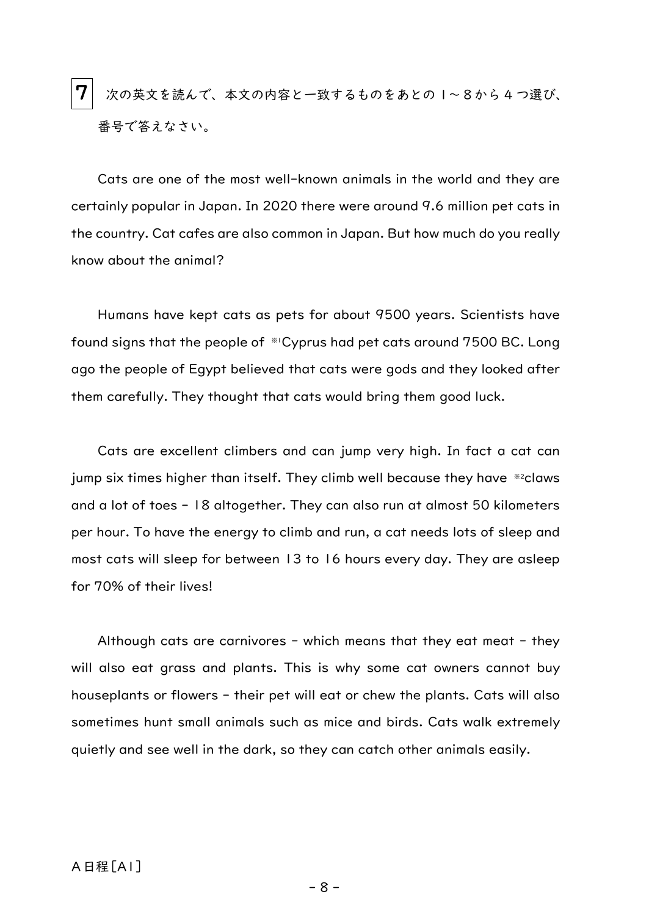**7** 次の英文を読んで、本文の内容と一致するものをあとの１～８から４つ選び、番号で答えなさい。

Cats are one of the most well-known animals in the world and they are certainly popular in Japan. In 2020 there were around 9.6 million pet cats in the country. Cat cafes are also common in Japan. But how much do you really know about the animal?

Humans have kept cats as pets for about 9500 years. Scientists have found signs that the people of ※1Cyprus had pet cats around 7500 BC. Long ago the people of Egypt believed that cats were gods and they looked after them carefully. They thought that cats would bring them good luck.

Cats are excellent climbers and can jump very high. In fact a cat can jump six times higher than itself. They climb well because they have ※2claws and a lot of toes - 18 altogether. They can also run at almost 50 kilometers per hour. To have the energy to climb and run, a cat needs lots of sleep and most cats will sleep for between 13 to 16 hours every day. They are asleep for 70% of their lives!

Although cats are carnivores - which means that they eat meat - they will also eat grass and plants. This is why some cat owners cannot buy houseplants or flowers - their pet will eat or chew the plants. Cats will also sometimes hunt small animals such as mice and birds. Cats walk extremely quietly and see well in the dark, so they can catch other animals easily.

Ａ日程［Ａ１］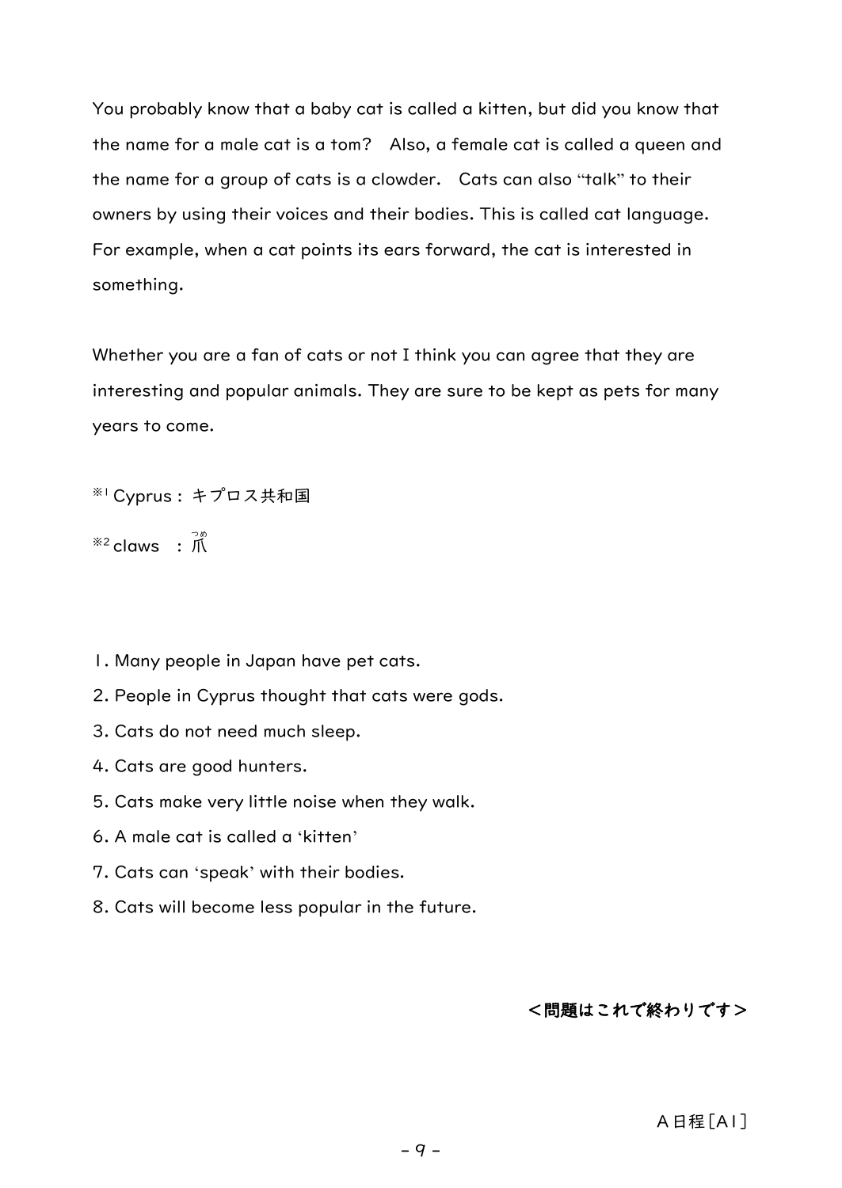You probably know that a baby cat is called a kitten, but did you know that the name for a male cat is a tom?　Also, a female cat is called a queen and the name for a group of cats is a clowder.　Cats can also "talk" to their owners by using their voices and their bodies. This is called cat language. For example, when a cat points its ears forward, the cat is interested in something.

Whether you are a fan of cats or not I think you can agree that they are interesting and popular animals. They are sure to be kept as pets for many years to come.

※1 Cyprus：キプロス共和国

※2 claws　：爪（つめ）

1. Many people in Japan have pet cats.
2. People in Cyprus thought that cats were gods.
3. Cats do not need much sleep.
4. Cats are good hunters.
5. Cats make very little noise when they walk.
6. A male cat is called a 'kitten'
7. Cats can 'speak' with their bodies.
8. Cats will become less popular in the future.

**＜問題はこれで終わりです＞**

Ａ日程［A1］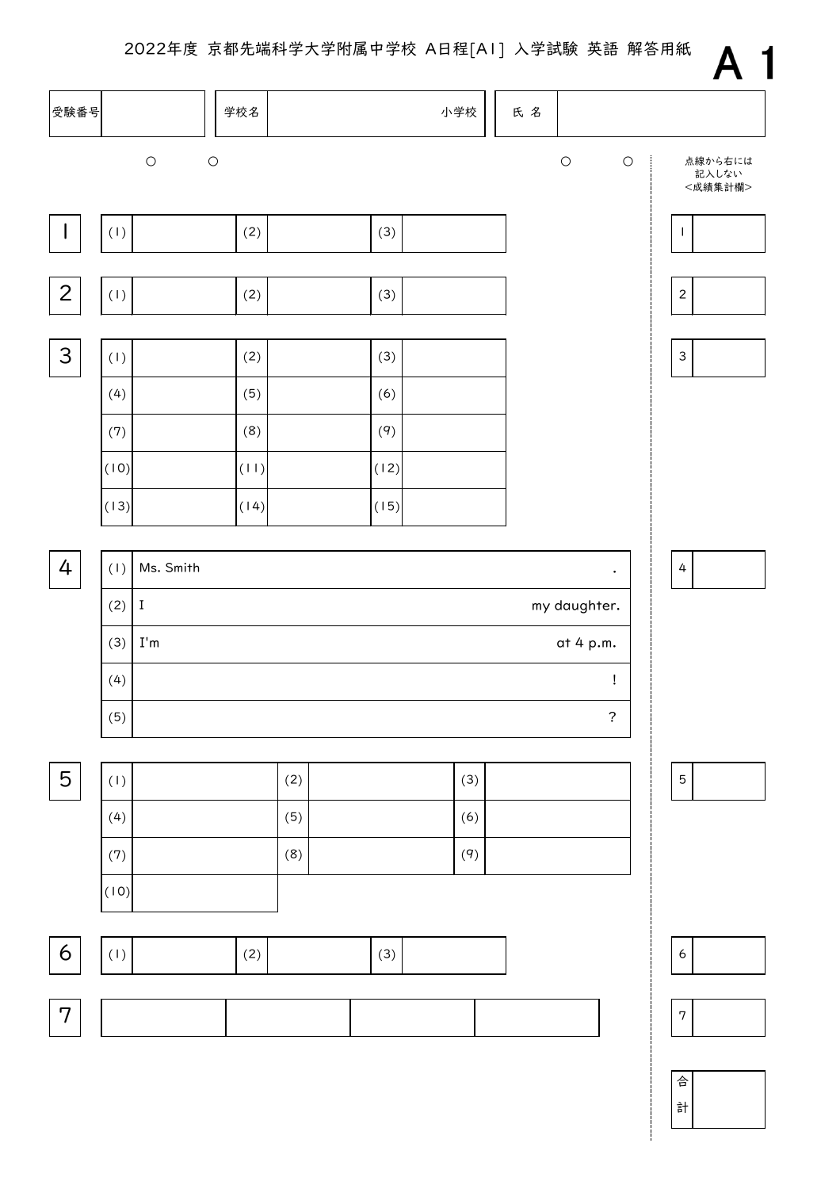2022年度 京都先端科学大学附属中学校 A日程[A1] 入学試験 英語 解答用紙

**A 1**

| 受験番号 | | 学校名 | 小学校 | 氏 名 | |
|---|---|---|---|---|---|

○　○　　　　　　　　○　○

点線から右には記入しない<成績集計欄>

**1**

| (1) | | (2) | | (3) | |
|---|---|---|---|---|---|

**2**

| (1) | | (2) | | (3) | |
|---|---|---|---|---|---|

**3**

| (1) | | (2) | | (3) | |
|---|---|---|---|---|---|
| (4) | | (5) | | (6) | |
| (7) | | (8) | | (9) | |
| (10) | | (11) | | (12) | |
| (13) | | (14) | | (15) | |

**4**

| | |
|---|---|
| (1) | Ms. Smith　　　　　　　　　　. |
| (2) | I　　　　　　　　　　my daughter. |
| (3) | I'm　　　　　　　　　　at 4 p.m. |
| (4) | ! |
| (5) | ? |

**5**

| (1) | | (2) | | (3) | |
|---|---|---|---|---|---|
| (4) | | (5) | | (6) | |
| (7) | | (8) | | (9) | |
| (10) | | | | | |

**6**

| (1) | | (2) | | (3) | |
|---|---|---|---|---|---|

**7**

| | | | |
|---|---|---|---|
| | | | |

| 1 | |
|---|---|
| 2 | |
| 3 | |
| 4 | |
| 5 | |
| 6 | |
| 7 | |
| 合計 | |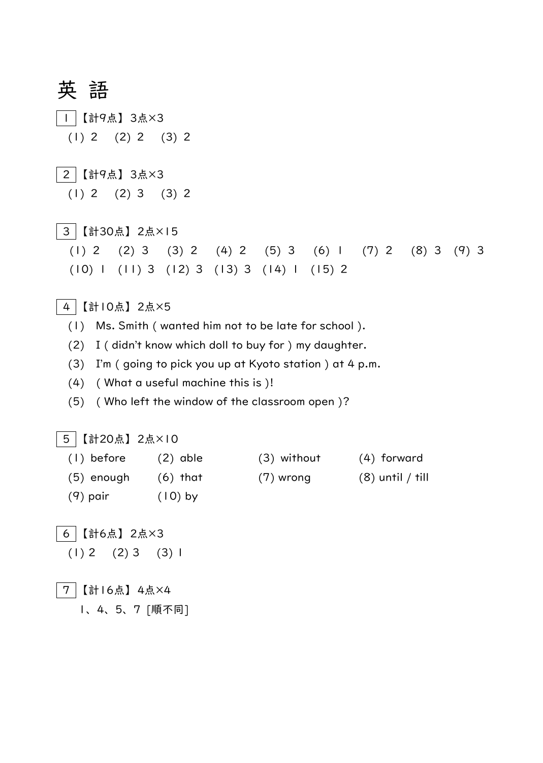# 英 語

1 【計9点】3点×3

(1) 2　(2) 2　(3) 2

2 【計9点】3点×3

(1) 2　(2) 3　(3) 2

3 【計30点】2点×15

(1) 2　(2) 3　(3) 2　(4) 2　(5) 3　(6) 1　(7) 2　(8) 3　(9) 3
(10) 1　(11) 3　(12) 3　(13) 3　(14) 1　(15) 2

4 【計10点】2点×5

(1) Ms. Smith ( wanted him not to be late for school ).
(2) I ( didn't know which doll to buy for ) my daughter.
(3) I'm ( going to pick you up at Kyoto station ) at 4 p.m.
(4) ( What a useful machine this is )!
(5) ( Who left the window of the classroom open )?

5 【計20点】2点×10

(1) before　(2) able　(3) without　(4) forward
(5) enough　(6) that　(7) wrong　(8) until / till
(9) pair　(10) by

6 【計6点】2点×3

(1) 2　(2) 3　(3) 1

7 【計16点】4点×4

1、4、5、7 [順不同]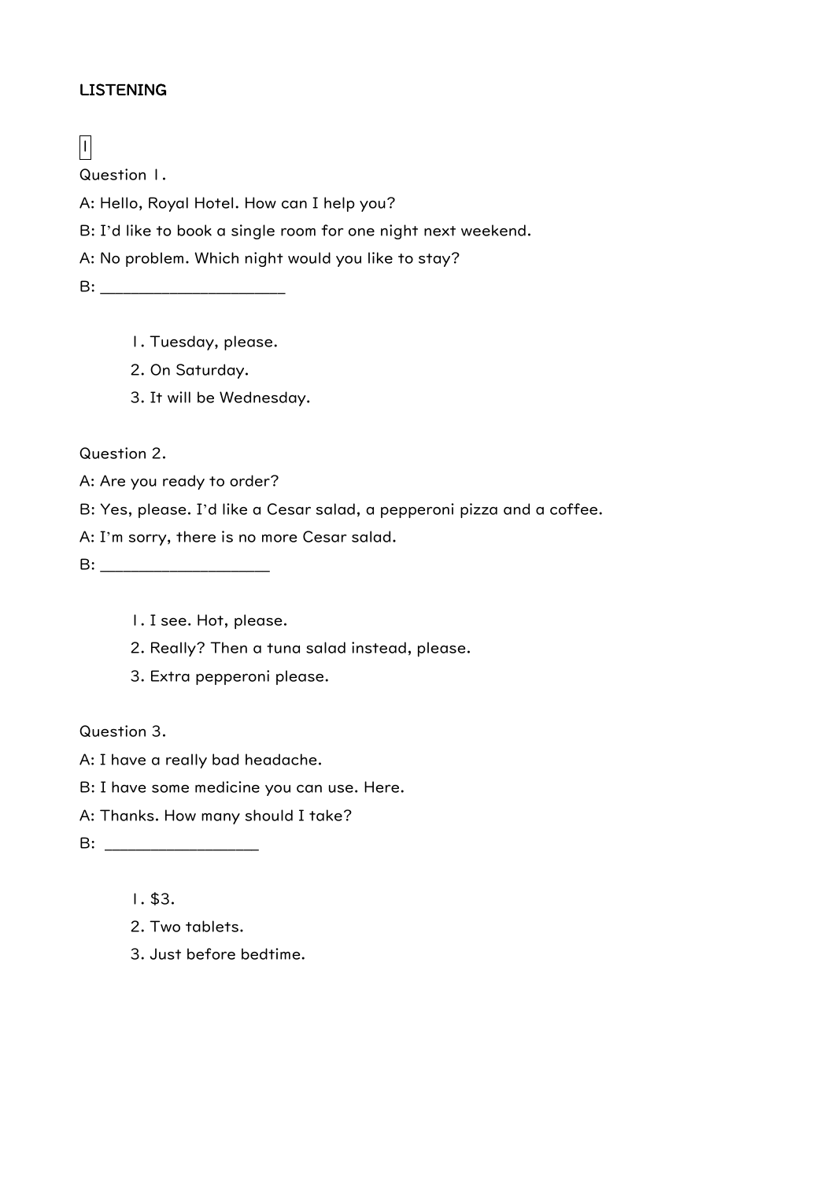LISTENING

I

Question 1.

A: Hello, Royal Hotel. How can I help you?

B: I'd like to book a single room for one night next weekend.

A: No problem. Which night would you like to stay?

B: ____________________

1. Tuesday, please.
2. On Saturday.
3. It will be Wednesday.

Question 2.

A: Are you ready to order?

B: Yes, please. I'd like a Cesar salad, a pepperoni pizza and a coffee.

A: I'm sorry, there is no more Cesar salad.

B: __________________

1. I see. Hot, please.
2. Really? Then a tuna salad instead, please.
3. Extra pepperoni please.

Question 3.

A: I have a really bad headache.

B: I have some medicine you can use. Here.

A: Thanks. How many should I take?

B: _________________

1. $3.
2. Two tablets.
3. Just before bedtime.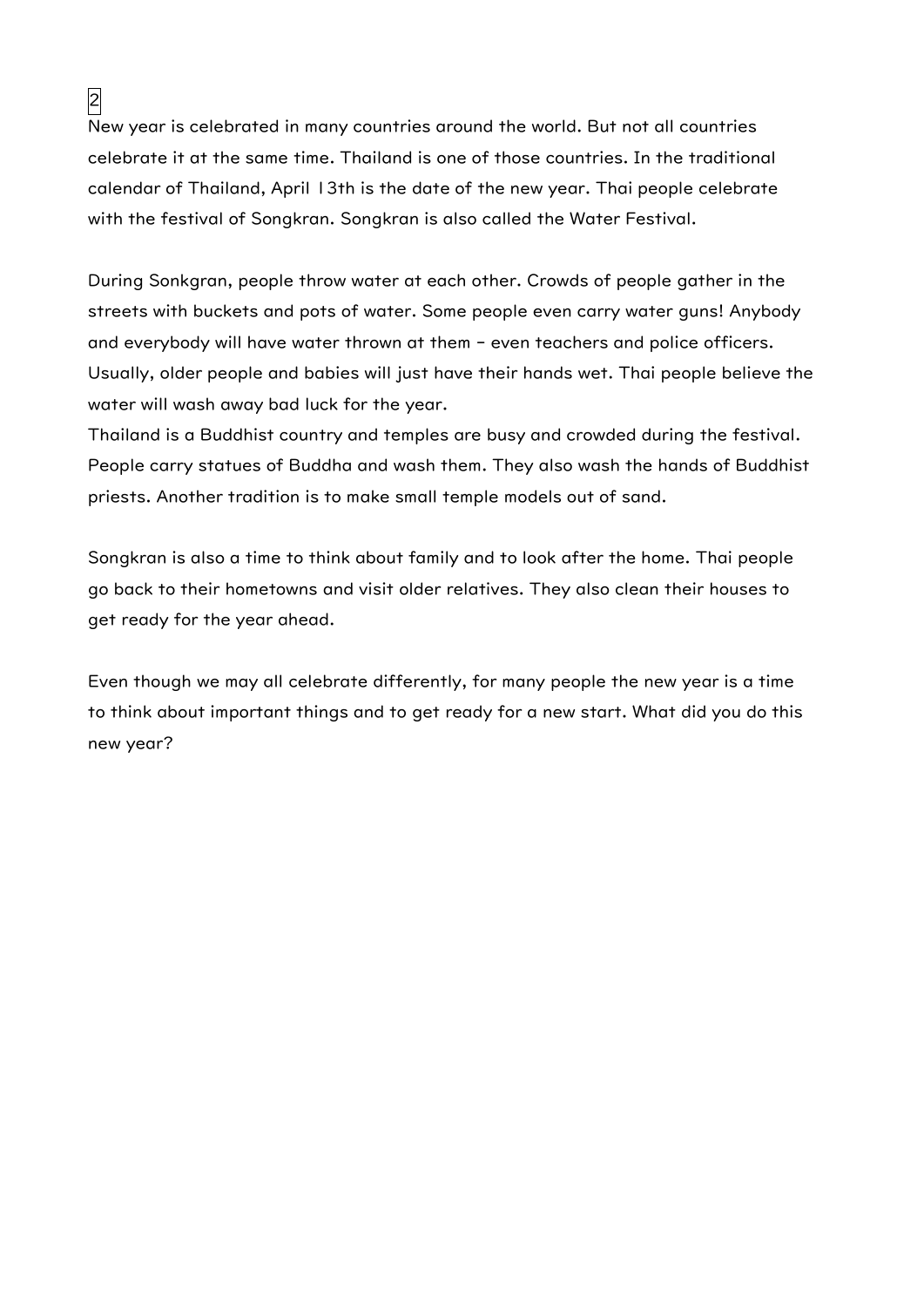2

New year is celebrated in many countries around the world. But not all countries celebrate it at the same time. Thailand is one of those countries. In the traditional calendar of Thailand, April 13th is the date of the new year. Thai people celebrate with the festival of Songkran. Songkran is also called the Water Festival.

During Sonkgran, people throw water at each other. Crowds of people gather in the streets with buckets and pots of water. Some people even carry water guns! Anybody and everybody will have water thrown at them – even teachers and police officers. Usually, older people and babies will just have their hands wet. Thai people believe the water will wash away bad luck for the year.

Thailand is a Buddhist country and temples are busy and crowded during the festival. People carry statues of Buddha and wash them. They also wash the hands of Buddhist priests. Another tradition is to make small temple models out of sand.

Songkran is also a time to think about family and to look after the home. Thai people go back to their hometowns and visit older relatives. They also clean their houses to get ready for the year ahead.

Even though we may all celebrate differently, for many people the new year is a time to think about important things and to get ready for a new start. What did you do this new year?